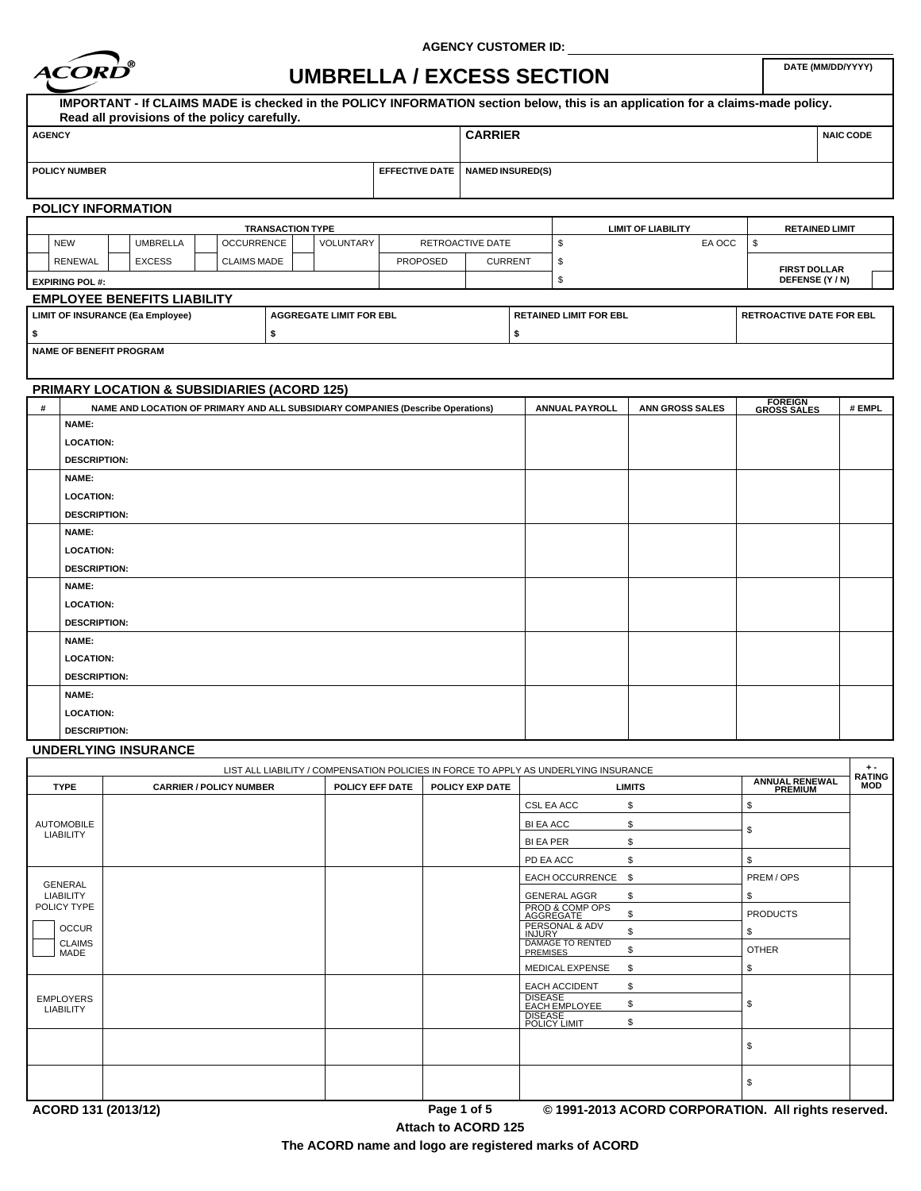AGENCY CUSTOMER ID:

# UMBRELLA / EXCESS SECTION

| DATE (MM/DD/YYYY) |
|---|
| |

**IMPORTANT - If CLAIMS MADE is checked in the POLICY INFORMATION section below, this is an application for a claims-made policy. Read all provisions of the policy carefully.**

| AGENCY | | CARRIER | NAIC CODE |
|---|---|---|---|
| | | | |
| **POLICY NUMBER** | **EFFECTIVE DATE** | **NAMED INSURED(S)** | |
| | | | |

## POLICY INFORMATION

| TRANSACTION TYPE | | | | | | LIMIT OF LIABILITY | | RETAINED LIMIT |
|---|---|---|---|---|---|---|---|---|
| NEW | UMBRELLA | OCCURRENCE | VOLUNTARY | RETROACTIVE DATE | | $ | EA OCC | $ |
| RENEWAL | EXCESS | CLAIMS MADE | | PROPOSED | CURRENT | $ | | FIRST DOLLAR DEFENSE (Y / N) |
| EXPIRING POL #: | | | | | | $ | | |

## EMPLOYEE BENEFITS LIABILITY

| LIMIT OF INSURANCE (Ea Employee) | AGGREGATE LIMIT FOR EBL | RETAINED LIMIT FOR EBL | RETROACTIVE DATE FOR EBL |
|---|---|---|---|
| $ | $ | $ | |
| NAME OF BENEFIT PROGRAM | | | |

## PRIMARY LOCATION & SUBSIDIARIES (ACORD 125)

| # | NAME AND LOCATION OF PRIMARY AND ALL SUBSIDIARY COMPANIES (Describe Operations) | ANNUAL PAYROLL | ANN GROSS SALES | FOREIGN GROSS SALES | # EMPL |
|---|---|---|---|---|---|
| | NAME:<br>LOCATION:<br>DESCRIPTION: | | | | |
| | NAME:<br>LOCATION:<br>DESCRIPTION: | | | | |
| | NAME:<br>LOCATION:<br>DESCRIPTION: | | | | |
| | NAME:<br>LOCATION:<br>DESCRIPTION: | | | | |
| | NAME:<br>LOCATION:<br>DESCRIPTION: | | | | |
| | NAME:<br>LOCATION:<br>DESCRIPTION: | | | | |

## UNDERLYING INSURANCE

LIST ALL LIABILITY / COMPENSATION POLICIES IN FORCE TO APPLY AS UNDERLYING INSURANCE

| TYPE | CARRIER / POLICY NUMBER | POLICY EFF DATE | POLICY EXP DATE | LIMITS | | ANNUAL RENEWAL PREMIUM | + - RATING MOD |
|---|---|---|---|---|---|---|---|
| AUTOMOBILE LIABILITY | | | | CSL EA ACC | $ | $ | |
| | | | | BI EA ACC | $ | $ | |
| | | | | BI EA PER | $ | | |
| | | | | PD EA ACC | $ | $ | |
| GENERAL LIABILITY POLICY TYPE<br>OCCUR<br>CLAIMS MADE | | | | EACH OCCURRENCE | $ | PREM / OPS | |
| | | | | GENERAL AGGR | $ | $ | |
| | | | | PROD & COMP OPS AGGREGATE | $ | PRODUCTS | |
| | | | | PERSONAL & ADV INJURY | $ | $ | |
| | | | | DAMAGE TO RENTED PREMISES | $ | OTHER | |
| | | | | MEDICAL EXPENSE | $ | $ | |
| EMPLOYERS LIABILITY | | | | EACH ACCIDENT | $ | $ | |
| | | | | DISEASE EACH EMPLOYEE | $ | | |
| | | | | DISEASE POLICY LIMIT | $ | | |
| | | | | | | $ | |
| | | | | | | $ | |

ACORD 131 (2013/12)

© 1991-2013 ACORD CORPORATION. All rights reserved.

**Attach to ACORD 125**

**The ACORD name and logo are registered marks of ACORD**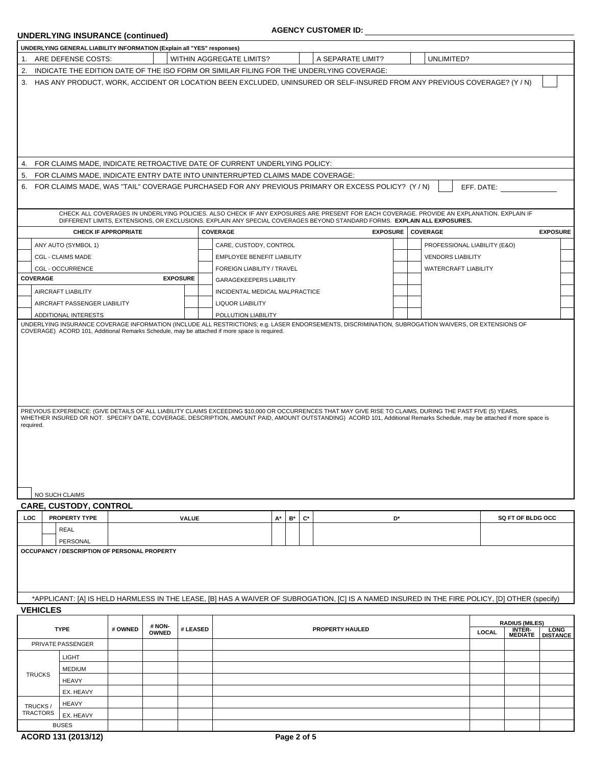**AGENCY CUSTOMER ID:**

## UNDERLYING INSURANCE (continued)

**UNDERLYING GENERAL LIABILITY INFORMATION (Explain all "YES" responses)**

1. ARE DEFENSE COSTS: [ ] WITHIN AGGREGATE LIMITS? [ ] A SEPARATE LIMIT? [ ] UNLIMITED?
2. INDICATE THE EDITION DATE OF THE ISO FORM OR SIMILAR FILING FOR THE UNDERLYING COVERAGE:
3. HAS ANY PRODUCT, WORK, ACCIDENT OR LOCATION BEEN EXCLUDED, UNINSURED OR SELF-INSURED FROM ANY PREVIOUS COVERAGE? (Y / N)
4. FOR CLAIMS MADE, INDICATE RETROACTIVE DATE OF CURRENT UNDERLYING POLICY:
5. FOR CLAIMS MADE, INDICATE ENTRY DATE INTO UNINTERRUPTED CLAIMS MADE COVERAGE:
6. FOR CLAIMS MADE, WAS "TAIL" COVERAGE PURCHASED FOR ANY PREVIOUS PRIMARY OR EXCESS POLICY? (Y / N) [ ] EFF. DATE:

CHECK ALL COVERAGES IN UNDERLYING POLICIES. ALSO CHECK IF ANY EXPOSURES ARE PRESENT FOR EACH COVERAGE. PROVIDE AN EXPLANATION. EXPLAIN IF DIFFERENT LIMITS, EXTENSIONS, OR EXCLUSIONS. EXPLAIN ANY SPECIAL COVERAGES BEYOND STANDARD FORMS. **EXPLAIN ALL EXPOSURES.**

| | CHECK IF APPROPRIATE | | | COVERAGE | EXPOSURE | | COVERAGE | EXPOSURE |
|---|---|---|---|---|---|---|---|---|
| | ANY AUTO (SYMBOL 1) | | | CARE, CUSTODY, CONTROL | | | PROFESSIONAL LIABILITY (E&O) | |
| | CGL - CLAIMS MADE | | | EMPLOYEE BENEFIT LIABILITY | | | VENDORS LIABILITY | |
| | CGL - OCCURRENCE | | | FOREIGN LIABILITY / TRAVEL | | | WATERCRAFT LIABILITY | |
| | **COVERAGE** | **EXPOSURE** | | GARAGEKEEPERS LIABILITY | | | | |
| | AIRCRAFT LIABILITY | | | INCIDENTAL MEDICAL MALPRACTICE | | | | |
| | AIRCRAFT PASSENGER LIABILITY | | | LIQUOR LIABILITY | | | | |
| | ADDITIONAL INTERESTS | | | POLLUTION LIABILITY | | | | |

UNDERLYING INSURANCE COVERAGE INFORMATION (INCLUDE ALL RESTRICTIONS; e.g. LASER ENDORSEMENTS, DISCRIMINATION, SUBROGATION WAIVERS, OR EXTENSIONS OF COVERAGE) ACORD 101, Additional Remarks Schedule, may be attached if more space is required.

PREVIOUS EXPERIENCE: (GIVE DETAILS OF ALL LIABILITY CLAIMS EXCEEDING $10,000 OR OCCURRENCES THAT MAY GIVE RISE TO CLAIMS, DURING THE PAST FIVE (5) YEARS, WHETHER INSURED OR NOT. SPECIFY DATE, COVERAGE, DESCRIPTION, AMOUNT PAID, AMOUNT OUTSTANDING) ACORD 101, Additional Remarks Schedule, may be attached if more space is required.

[ ] NO SUCH CLAIMS

## CARE, CUSTODY, CONTROL

| LOC | | PROPERTY TYPE | VALUE | A* | B* | C* | D* | SQ FT OF BLDG OCC |
|---|---|---|---|---|---|---|---|---|
| | | REAL | | | | | | |
| | | PERSONAL | | | | | | |

**OCCUPANCY / DESCRIPTION OF PERSONAL PROPERTY**

*APPLICANT: [A] IS HELD HARMLESS IN THE LEASE, [B] HAS A WAIVER OF SUBROGATION, [C] IS A NAMED INSURED IN THE FIRE POLICY, [D] OTHER (specify)

## VEHICLES

| TYPE | | # OWNED | # NON-OWNED | # LEASED | PROPERTY HAULED | RADIUS (MILES) LOCAL | INTER-MEDIATE | LONG DISTANCE |
|---|---|---|---|---|---|---|---|---|
| PRIVATE PASSENGER | | | | | | | | |
| TRUCKS | LIGHT | | | | | | | |
| | MEDIUM | | | | | | | |
| | HEAVY | | | | | | | |
| | EX. HEAVY | | | | | | | |
| TRUCKS / TRACTORS | HEAVY | | | | | | | |
| | EX. HEAVY | | | | | | | |
| BUSES | | | | | | | | |

ACORD 131 (2013/12)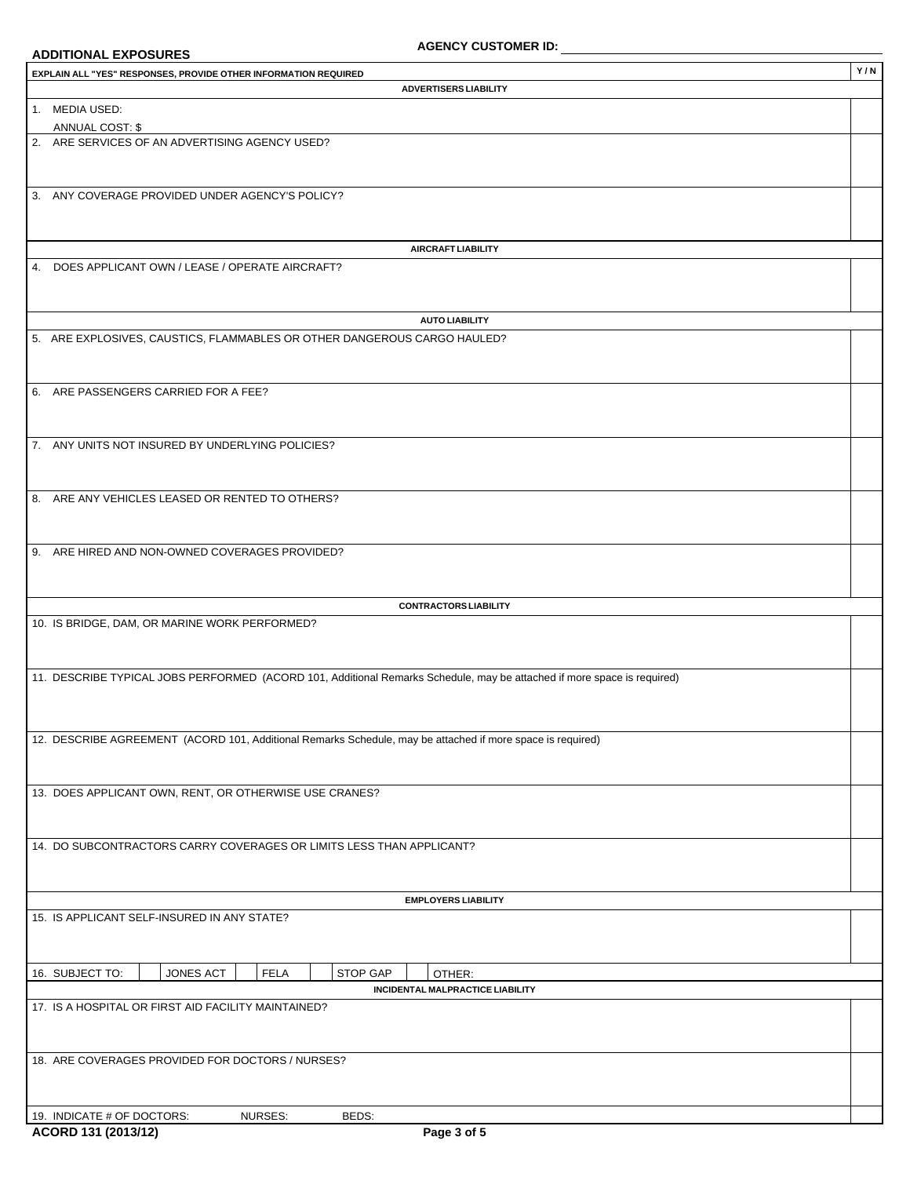## ADDITIONAL EXPOSURES

**AGENCY CUSTOMER ID:**

| EXPLAIN ALL "YES" RESPONSES, PROVIDE OTHER INFORMATION REQUIRED | Y / N |
| --- | --- |
| **ADVERTISERS LIABILITY** | |
| 1. MEDIA USED: ANNUAL COST: $ | |
| 2. ARE SERVICES OF AN ADVERTISING AGENCY USED? | |
| 3. ANY COVERAGE PROVIDED UNDER AGENCY'S POLICY? | |
| **AIRCRAFT LIABILITY** | |
| 4. DOES APPLICANT OWN / LEASE / OPERATE AIRCRAFT? | |
| **AUTO LIABILITY** | |
| 5. ARE EXPLOSIVES, CAUSTICS, FLAMMABLES OR OTHER DANGEROUS CARGO HAULED? | |
| 6. ARE PASSENGERS CARRIED FOR A FEE? | |
| 7. ANY UNITS NOT INSURED BY UNDERLYING POLICIES? | |
| 8. ARE ANY VEHICLES LEASED OR RENTED TO OTHERS? | |
| 9. ARE HIRED AND NON-OWNED COVERAGES PROVIDED? | |
| **CONTRACTORS LIABILITY** | |
| 10. IS BRIDGE, DAM, OR MARINE WORK PERFORMED? | |
| 11. DESCRIBE TYPICAL JOBS PERFORMED (ACORD 101, Additional Remarks Schedule, may be attached if more space is required) | |
| 12. DESCRIBE AGREEMENT (ACORD 101, Additional Remarks Schedule, may be attached if more space is required) | |
| 13. DOES APPLICANT OWN, RENT, OR OTHERWISE USE CRANES? | |
| 14. DO SUBCONTRACTORS CARRY COVERAGES OR LIMITS LESS THAN APPLICANT? | |
| **EMPLOYERS LIABILITY** | |
| 15. IS APPLICANT SELF-INSURED IN ANY STATE? | |
| 16. SUBJECT TO: ☐ JONES ACT ☐ FELA ☐ STOP GAP ☐ OTHER: | |
| **INCIDENTAL MALPRACTICE LIABILITY** | |
| 17. IS A HOSPITAL OR FIRST AID FACILITY MAINTAINED? | |
| 18. ARE COVERAGES PROVIDED FOR DOCTORS / NURSES? | |
| 19. INDICATE # OF DOCTORS: NURSES: BEDS: | |

ACORD 131 (2013/12)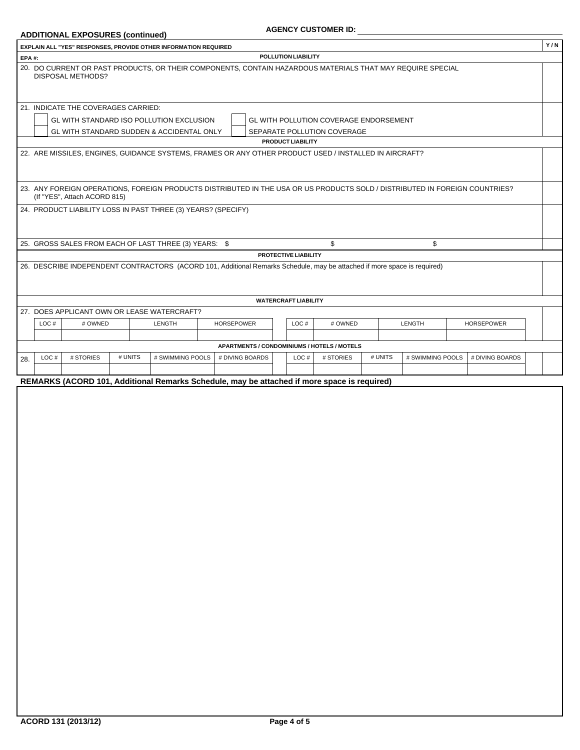## ADDITIONAL EXPOSURES (continued)

**AGENCY CUSTOMER ID:**

**EXPLAIN ALL "YES" RESPONSES, PROVIDE OTHER INFORMATION REQUIRED** | **Y / N**

**EPA #:**

### POLLUTION LIABILITY

20. DO CURRENT OR PAST PRODUCTS, OR THEIR COMPONENTS, CONTAIN HAZARDOUS MATERIALS THAT MAY REQUIRE SPECIAL DISPOSAL METHODS?

21. INDICATE THE COVERAGES CARRIED:

- [ ] GL WITH STANDARD ISO POLLUTION EXCLUSION
- [ ] GL WITH POLLUTION COVERAGE ENDORSEMENT
- [ ] GL WITH STANDARD SUDDEN & ACCIDENTAL ONLY
- [ ] SEPARATE POLLUTION COVERAGE

### PRODUCT LIABILITY

22. ARE MISSILES, ENGINES, GUIDANCE SYSTEMS, FRAMES OR ANY OTHER PRODUCT USED / INSTALLED IN AIRCRAFT?

23. ANY FOREIGN OPERATIONS, FOREIGN PRODUCTS DISTRIBUTED IN THE USA OR US PRODUCTS SOLD / DISTRIBUTED IN FOREIGN COUNTRIES? (If "YES", Attach ACORD 815)

24. PRODUCT LIABILITY LOSS IN PAST THREE (3) YEARS? (SPECIFY)

25. GROSS SALES FROM EACH OF LAST THREE (3) YEARS: $ | $ | $

### PROTECTIVE LIABILITY

26. DESCRIBE INDEPENDENT CONTRACTORS (ACORD 101, Additional Remarks Schedule, may be attached if more space is required)

### WATERCRAFT LIABILITY

27. DOES APPLICANT OWN OR LEASE WATERCRAFT?

| LOC # | # OWNED | LENGTH | HORSEPOWER | LOC # | # OWNED | LENGTH | HORSEPOWER |
|---|---|---|---|---|---|---|---|
| | | | | | | | |

### APARTMENTS / CONDOMINIUMS / HOTELS / MOTELS

28.

| LOC # | # STORIES | # UNITS | # SWIMMING POOLS | # DIVING BOARDS | LOC # | # STORIES | # UNITS | # SWIMMING POOLS | # DIVING BOARDS |
|---|---|---|---|---|---|---|---|---|---|
| | | | | | | | | | |

**REMARKS (ACORD 101, Additional Remarks Schedule, may be attached if more space is required)**

**ACORD 131 (2013/12)**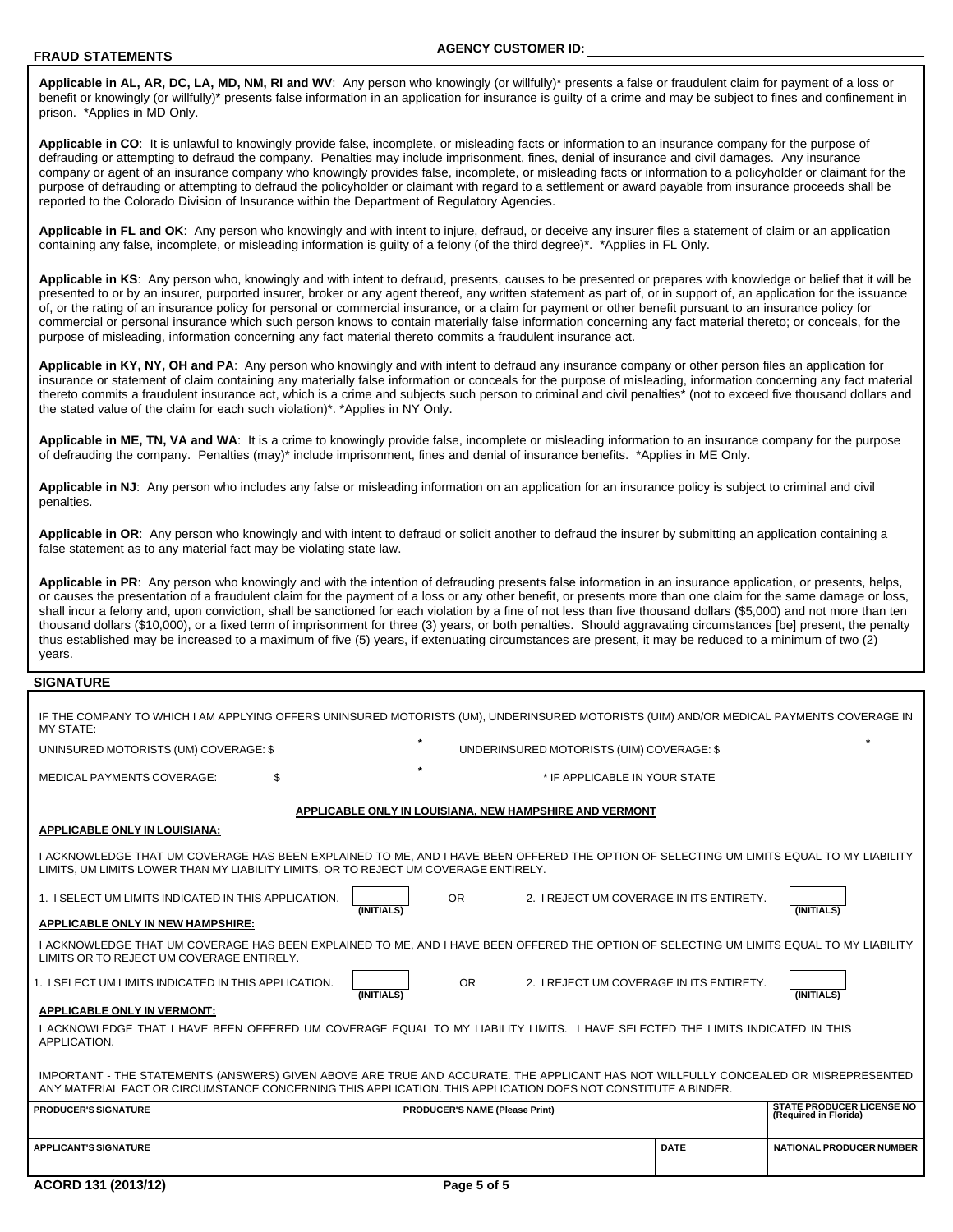**AGENCY CUSTOMER ID:** ______________________

## FRAUD STATEMENTS

**Applicable in AL, AR, DC, LA, MD, NM, RI and WV**: Any person who knowingly (or willfully)* presents a false or fraudulent claim for payment of a loss or benefit or knowingly (or willfully)* presents false information in an application for insurance is guilty of a crime and may be subject to fines and confinement in prison. *Applies in MD Only.

**Applicable in CO**: It is unlawful to knowingly provide false, incomplete, or misleading facts or information to an insurance company for the purpose of defrauding or attempting to defraud the company. Penalties may include imprisonment, fines, denial of insurance and civil damages. Any insurance company or agent of an insurance company who knowingly provides false, incomplete, or misleading facts or information to a policyholder or claimant for the purpose of defrauding or attempting to defraud the policyholder or claimant with regard to a settlement or award payable from insurance proceeds shall be reported to the Colorado Division of Insurance within the Department of Regulatory Agencies.

**Applicable in FL and OK**: Any person who knowingly and with intent to injure, defraud, or deceive any insurer files a statement of claim or an application containing any false, incomplete, or misleading information is guilty of a felony (of the third degree)*. *Applies in FL Only.

**Applicable in KS**: Any person who, knowingly and with intent to defraud, presents, causes to be presented or prepares with knowledge or belief that it will be presented to or by an insurer, purported insurer, broker or any agent thereof, any written statement as part of, or in support of, an application for the issuance of, or the rating of an insurance policy for personal or commercial insurance, or a claim for payment or other benefit pursuant to an insurance policy for commercial or personal insurance which such person knows to contain materially false information concerning any fact material thereto; or conceals, for the purpose of misleading, information concerning any fact material thereto commits a fraudulent insurance act.

**Applicable in KY, NY, OH and PA**: Any person who knowingly and with intent to defraud any insurance company or other person files an application for insurance or statement of claim containing any materially false information or conceals for the purpose of misleading, information concerning any fact material thereto commits a fraudulent insurance act, which is a crime and subjects such person to criminal and civil penalties* (not to exceed five thousand dollars and the stated value of the claim for each such violation)*. *Applies in NY Only.

**Applicable in ME, TN, VA and WA**: It is a crime to knowingly provide false, incomplete or misleading information to an insurance company for the purpose of defrauding the company. Penalties (may)* include imprisonment, fines and denial of insurance benefits. *Applies in ME Only.

**Applicable in NJ**: Any person who includes any false or misleading information on an application for an insurance policy is subject to criminal and civil penalties.

**Applicable in OR**: Any person who knowingly and with intent to defraud or solicit another to defraud the insurer by submitting an application containing a false statement as to any material fact may be violating state law.

**Applicable in PR**: Any person who knowingly and with the intention of defrauding presents false information in an insurance application, or presents, helps, or causes the presentation of a fraudulent claim for the payment of a loss or any other benefit, or presents more than one claim for the same damage or loss, shall incur a felony and, upon conviction, shall be sanctioned for each violation by a fine of not less than five thousand dollars ($5,000) and not more than ten thousand dollars ($10,000), or a fixed term of imprisonment for three (3) years, or both penalties. Should aggravating circumstances [be] present, the penalty thus established may be increased to a maximum of five (5) years, if extenuating circumstances are present, it may be reduced to a minimum of two (2) years.

## SIGNATURE

IF THE COMPANY TO WHICH I AM APPLYING OFFERS UNINSURED MOTORISTS (UM), UNDERINSURED MOTORISTS (UIM) AND/OR MEDICAL PAYMENTS COVERAGE IN MY STATE:

UNINSURED MOTORISTS (UM) COVERAGE: $ ______________ * UNDERINSURED MOTORISTS (UIM) COVERAGE: $ ______________ *

MEDICAL PAYMENTS COVERAGE: $ ______________ * * IF APPLICABLE IN YOUR STATE

**APPLICABLE ONLY IN LOUISIANA, NEW HAMPSHIRE AND VERMONT**

**APPLICABLE ONLY IN LOUISIANA:**

I ACKNOWLEDGE THAT UM COVERAGE HAS BEEN EXPLAINED TO ME, AND I HAVE BEEN OFFERED THE OPTION OF SELECTING UM LIMITS EQUAL TO MY LIABILITY LIMITS, UM LIMITS LOWER THAN MY LIABILITY LIMITS, OR TO REJECT UM COVERAGE ENTIRELY.

1. I SELECT UM LIMITS INDICATED IN THIS APPLICATION. ______ (INITIALS) OR 2. I REJECT UM COVERAGE IN ITS ENTIRETY. ______ (INITIALS)

**APPLICABLE ONLY IN NEW HAMPSHIRE:**

I ACKNOWLEDGE THAT UM COVERAGE HAS BEEN EXPLAINED TO ME, AND I HAVE BEEN OFFERED THE OPTION OF SELECTING UM LIMITS EQUAL TO MY LIABILITY LIMITS OR TO REJECT UM COVERAGE ENTIRELY.

1. I SELECT UM LIMITS INDICATED IN THIS APPLICATION. ______ (INITIALS) OR 2. I REJECT UM COVERAGE IN ITS ENTIRETY. ______ (INITIALS)

**APPLICABLE ONLY IN VERMONT:**

I ACKNOWLEDGE THAT I HAVE BEEN OFFERED UM COVERAGE EQUAL TO MY LIABILITY LIMITS. I HAVE SELECTED THE LIMITS INDICATED IN THIS APPLICATION.

IMPORTANT - THE STATEMENTS (ANSWERS) GIVEN ABOVE ARE TRUE AND ACCURATE. THE APPLICANT HAS NOT WILLFULLY CONCEALED OR MISREPRESENTED ANY MATERIAL FACT OR CIRCUMSTANCE CONCERNING THIS APPLICATION. THIS APPLICATION DOES NOT CONSTITUTE A BINDER.

| PRODUCER'S SIGNATURE | PRODUCER'S NAME (Please Print) | | STATE PRODUCER LICENSE NO (Required in Florida) |
|---|---|---|---|
| | | | |
| **APPLICANT'S SIGNATURE** | | **DATE** | **NATIONAL PRODUCER NUMBER** |
| | | | |

ACORD 131 (2013/12)